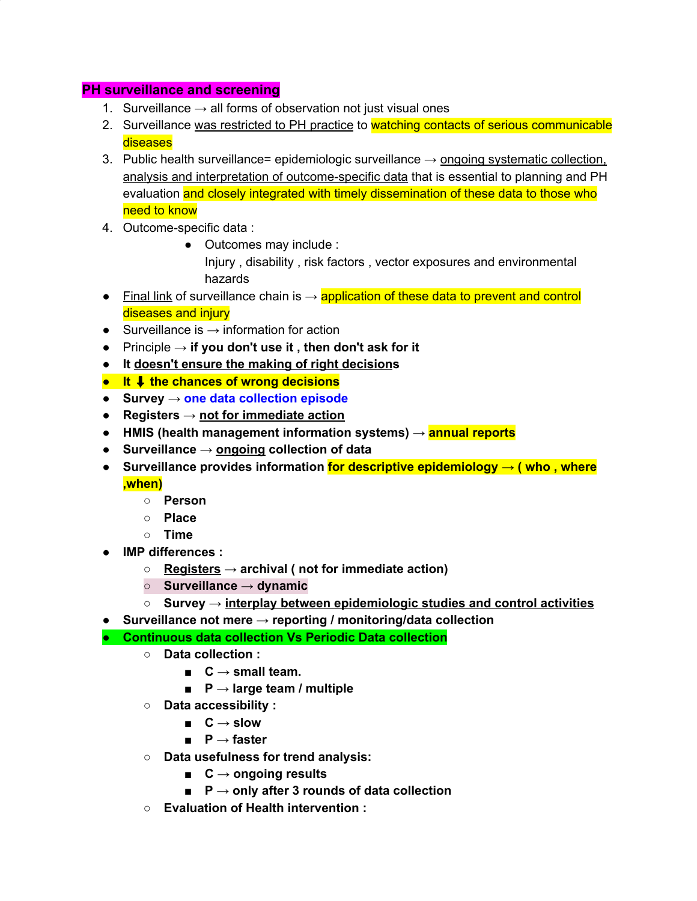## PH surveillance and screening

1. Surveillance → all forms of observation not just visual ones
2. Surveillance was restricted to PH practice to watching contacts of serious communicable diseases
3. Public health surveillance= epidemiologic surveillance → ongoing systematic collection, analysis and interpretation of outcome-specific data that is essential to planning and PH evaluation and closely integrated with timely dissemination of these data to those who need to know
4. Outcome-specific data :
    - Outcomes may include :
      Injury , disability , risk factors , vector exposures and environmental hazards

- Final link of surveillance chain is → application of these data to prevent and control diseases and injury
- Surveillance is → information for action
- Principle → **if you don't use it , then don't ask for it**
- **It doesn't ensure the making of right decisions**
- **It ⬇ the chances of wrong decisions**
- **Survey → one data collection episode**
- **Registers → not for immediate action**
- **HMIS (health management information systems) → annual reports**
- **Surveillance → ongoing collection of data**
- **Surveillance provides information for descriptive epidemiology → ( who , where ,when)**
    - **Person**
    - **Place**
    - **Time**
- **IMP differences :**
    - **Registers → archival ( not for immediate action)**
    - **Surveillance → dynamic**
    - **Survey → interplay between epidemiologic studies and control activities**
- **Surveillance not mere → reporting / monitoring/data collection**
- **Continuous data collection Vs Periodic Data collection**
    - **Data collection :**
        - **C → small team.**
        - **P → large team / multiple**
    - **Data accessibility :**
        - **C → slow**
        - **P → faster**
    - **Data usefulness for trend analysis:**
        - **C → ongoing results**
        - **P → only after 3 rounds of data collection**
    - **Evaluation of Health intervention :**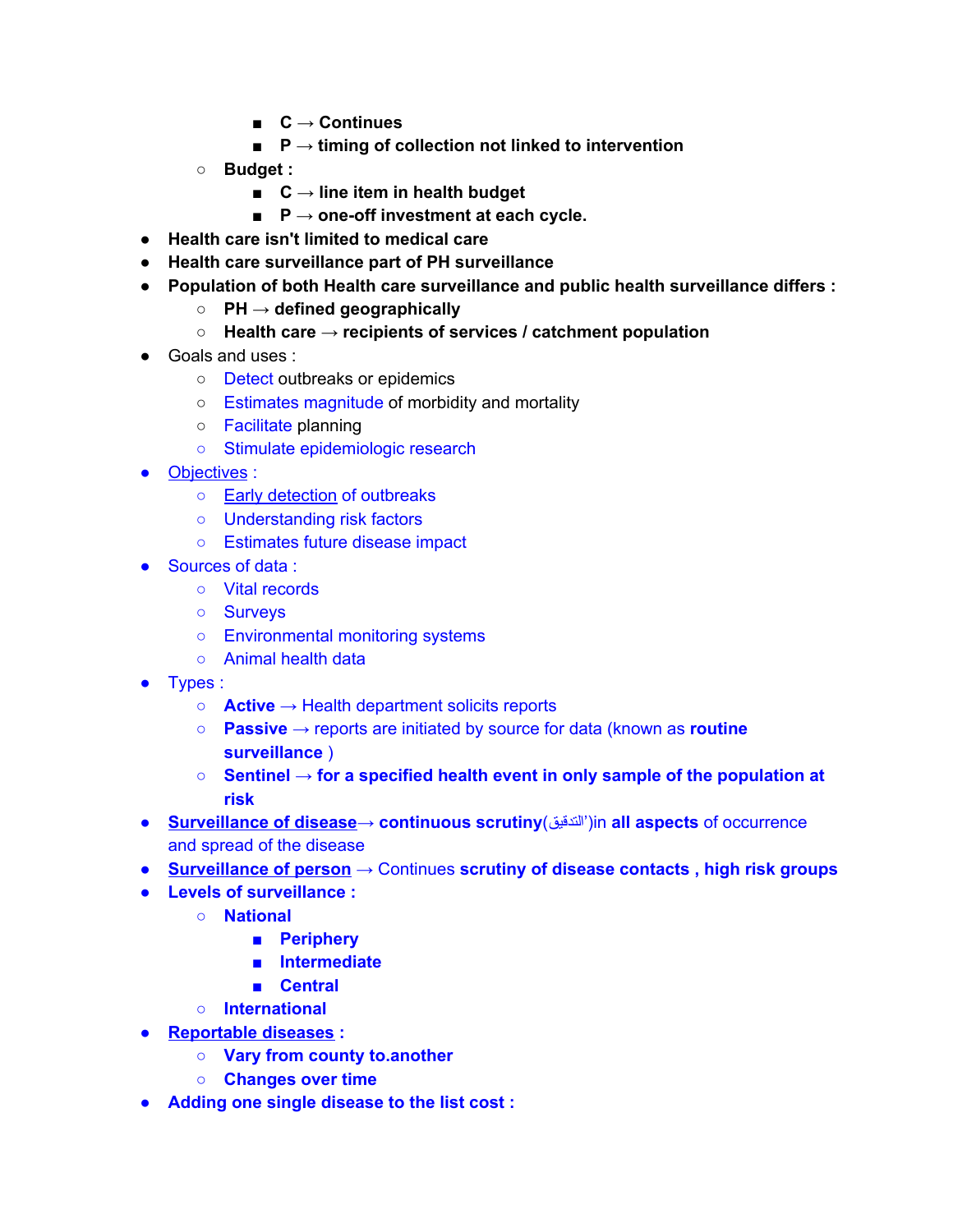- **C → Continues**
        - **P → timing of collection not linked to intervention**
    - **Budget :**
        - **C → line item in health budget**
        - **P → one-off investment at each cycle.**
- **Health care isn't limited to medical care**
- **Health care surveillance part of PH surveillance**
- **Population of both Health care surveillance and public health surveillance differs :**
    - **PH → defined geographically**
    - **Health care → recipients of services / catchment population**
- Goals and uses :
    - Detect outbreaks or epidemics
    - Estimates magnitude of morbidity and mortality
    - Facilitate planning
    - Stimulate epidemiologic research
- Objectives :
    - Early detection of outbreaks
    - Understanding risk factors
    - Estimates future disease impact
- Sources of data :
    - Vital records
    - Surveys
    - Environmental monitoring systems
    - Animal health data
- Types :
    - **Active** → Health department solicits reports
    - **Passive** → reports are initiated by source for data (known as **routine surveillance** )
    - **Sentinel → for a specified health event in only sample of the population at risk**
- **Surveillance of disease**→ **continuous scrutiny**(التدقيق')in **all aspects** of occurrence and spread of the disease
- **Surveillance of person** → Continues **scrutiny of disease contacts , high risk groups**
- **Levels of surveillance :**
    - **National**
        - **Periphery**
        - **Intermediate**
        - **Central**
    - **International**
- **Reportable diseases :**
    - **Vary from county to.another**
    - **Changes over time**
- **Adding one single disease to the list cost :**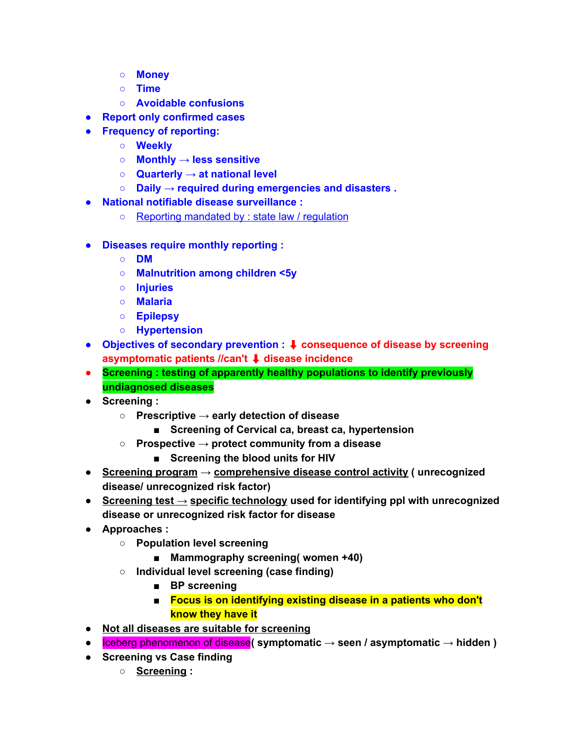- **Money**
    - **Time**
    - **Avoidable confusions**
- **Report only confirmed cases**
- **Frequency of reporting:**
    - **Weekly**
    - **Monthly → less sensitive**
    - **Quarterly → at national level**
    - **Daily → required during emergencies and disasters .**
- **National notifiable disease surveillance :**
    - Reporting mandated by : state law / regulation

- **Diseases require monthly reporting :**
    - **DM**
    - **Malnutrition among children <5y**
    - **Injuries**
    - **Malaria**
    - **Epilepsy**
    - **Hypertension**
- **Objectives of secondary prevention : ⬇ consequence of disease by screening asymptomatic patients //can't ⬇ disease incidence**
- **Screening : testing of apparently healthy populations to identify previously undiagnosed diseases**
- **Screening :**
    - **Prescriptive → early detection of disease**
        - **Screening of Cervical ca, breast ca, hypertension**
    - **Prospective → protect community from a disease**
        - **Screening the blood units for HIV**
- **Screening program → comprehensive disease control activity ( unrecognized disease/ unrecognized risk factor)**
- **Screening test → specific technology used for identifying ppl with unrecognized disease or unrecognized risk factor for disease**
- **Approaches :**
    - **Population level screening**
        - **Mammography screening( women +40)**
    - **Individual level screening (case finding)**
        - **BP screening**
        - **Focus is on identifying existing disease in a patients who don't know they have it**
- **Not all diseases are suitable for screening**
- Iceberg phenomenon of disease**( symptomatic → seen / asymptomatic → hidden )**
- **Screening vs Case finding**
    - **Screening :**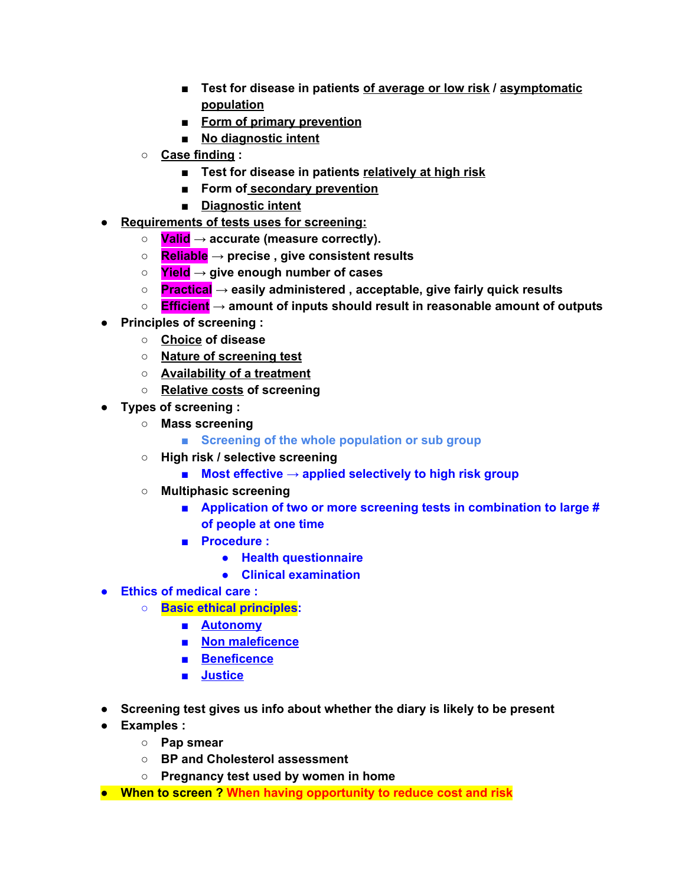- Test for disease in patients of average or low risk / asymptomatic population
        - Form of primary prevention
        - No diagnostic intent
    - Case finding :
        - Test for disease in patients relatively at high risk
        - Form of secondary prevention
        - Diagnostic intent
- Requirements of tests uses for screening:
    - **Valid** → accurate (measure correctly).
    - **Reliable** → precise , give consistent results
    - **Yield** → give enough number of cases
    - **Practical** → easily administered , acceptable, give fairly quick results
    - **Efficient** → amount of inputs should result in reasonable amount of outputs
- Principles of screening :
    - Choice of disease
    - Nature of screening test
    - Availability of a treatment
    - Relative costs of screening
- Types of screening :
    - Mass screening
        - Screening of the whole population or sub group
    - High risk / selective screening
        - Most effective → applied selectively to high risk group
    - Multiphasic screening
        - Application of two or more screening tests in combination to large # of people at one time
        - Procedure :
            - Health questionnaire
            - Clinical examination
- Ethics of medical care :
    - **Basic ethical principles**:
        - Autonomy
        - Non maleficence
        - Beneficence
        - Justice

- Screening test gives us info about whether the diary is likely to be present
- Examples :
    - Pap smear
    - BP and Cholesterol assessment
    - Pregnancy test used by women in home
- **When to screen ? When having opportunity to reduce cost and risk**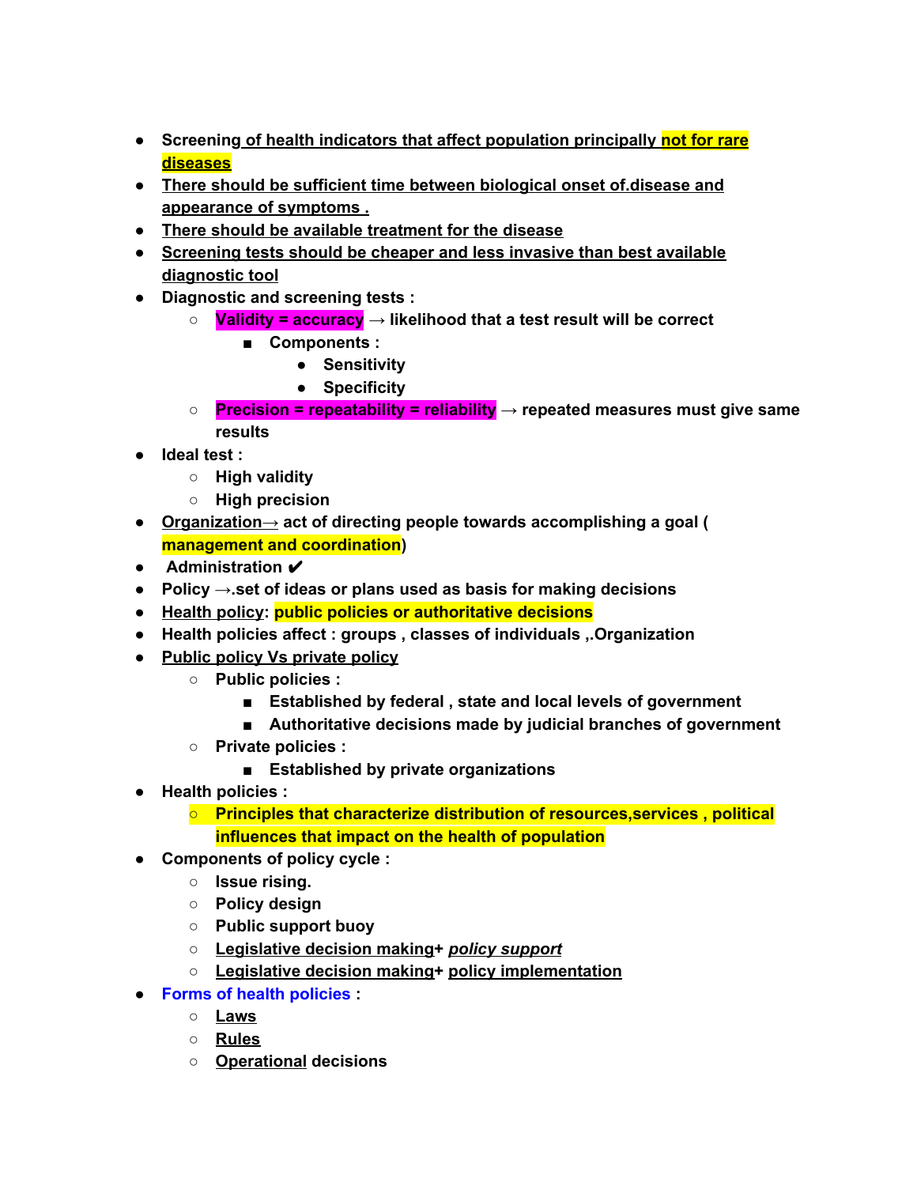- **Screening of health indicators that affect population principally not for rare diseases**
- **There should be sufficient time between biological onset of.disease and appearance of symptoms .**
- **There should be available treatment for the disease**
- **Screening tests should be cheaper and less invasive than best available diagnostic tool**
- **Diagnostic and screening tests :**
    - **Validity = accuracy → likelihood that a test result will be correct**
        - **Components :**
            - **Sensitivity**
            - **Specificity**
    - **Precision = repeatability = reliability → repeated measures must give same results**
- **Ideal test :**
    - **High validity**
    - **High precision**
- **Organization→ act of directing people towards accomplishing a goal ( management and coordination)**
- **Administration ✔**
- **Policy →.set of ideas or plans used as basis for making decisions**
- **Health policy: public policies or authoritative decisions**
- **Health policies affect : groups , classes of individuals ,.Organization**
- **Public policy Vs private policy**
    - **Public policies :**
        - **Established by federal , state and local levels of government**
        - **Authoritative decisions made by judicial branches of government**
    - **Private policies :**
        - **Established by private organizations**
- **Health policies :**
    - **Principles that characterize distribution of resources,services , political influences that impact on the health of population**
- **Components of policy cycle :**
    - **Issue rising.**
    - **Policy design**
    - **Public support buoy**
    - **Legislative decision making+ *policy support***
    - **Legislative decision making+ policy implementation**
- **Forms of health policies :**
    - **Laws**
    - **Rules**
    - **Operational decisions**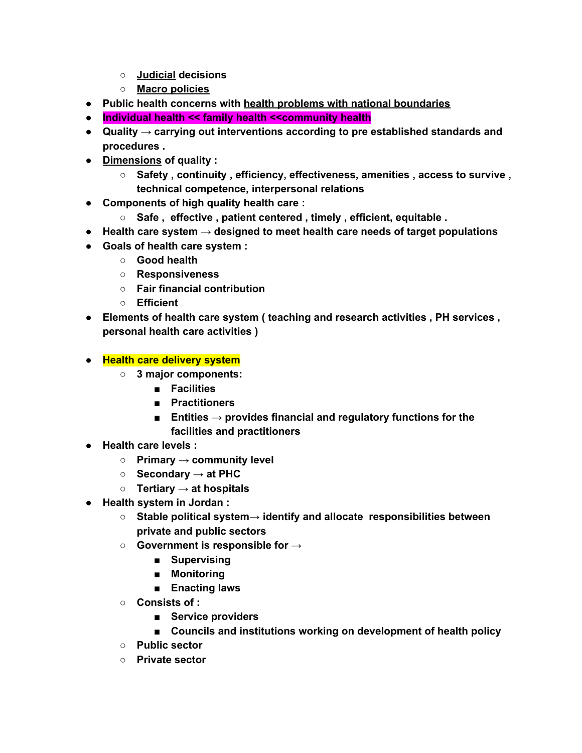- **Judicial decisions**
- **Macro policies**

- **Public health concerns with health problems with national boundaries**
- **Individual health << family health <<community health**
- **Quality → carrying out interventions according to pre established standards and procedures .**
- **Dimensions of quality :**
  - **Safety , continuity , efficiency, effectiveness, amenities , access to survive , technical competence, interpersonal relations**
- **Components of high quality health care :**
  - **Safe , effective , patient centered , timely , efficient, equitable .**
- **Health care system → designed to meet health care needs of target populations**
- **Goals of health care system :**
  - **Good health**
  - **Responsiveness**
  - **Fair financial contribution**
  - **Efficient**
- **Elements of health care system ( teaching and research activities , PH services , personal health care activities )**

- **Health care delivery system**
  - **3 major components:**
    - **Facilities**
    - **Practitioners**
    - **Entities → provides financial and regulatory functions for the facilities and practitioners**
- **Health care levels :**
  - **Primary → community level**
  - **Secondary → at PHC**
  - **Tertiary → at hospitals**
- **Health system in Jordan :**
  - **Stable political system→ identify and allocate responsibilities between private and public sectors**
  - **Government is responsible for →**
    - **Supervising**
    - **Monitoring**
    - **Enacting laws**
  - **Consists of :**
    - **Service providers**
    - **Councils and institutions working on development of health policy**
  - **Public sector**
  - **Private sector**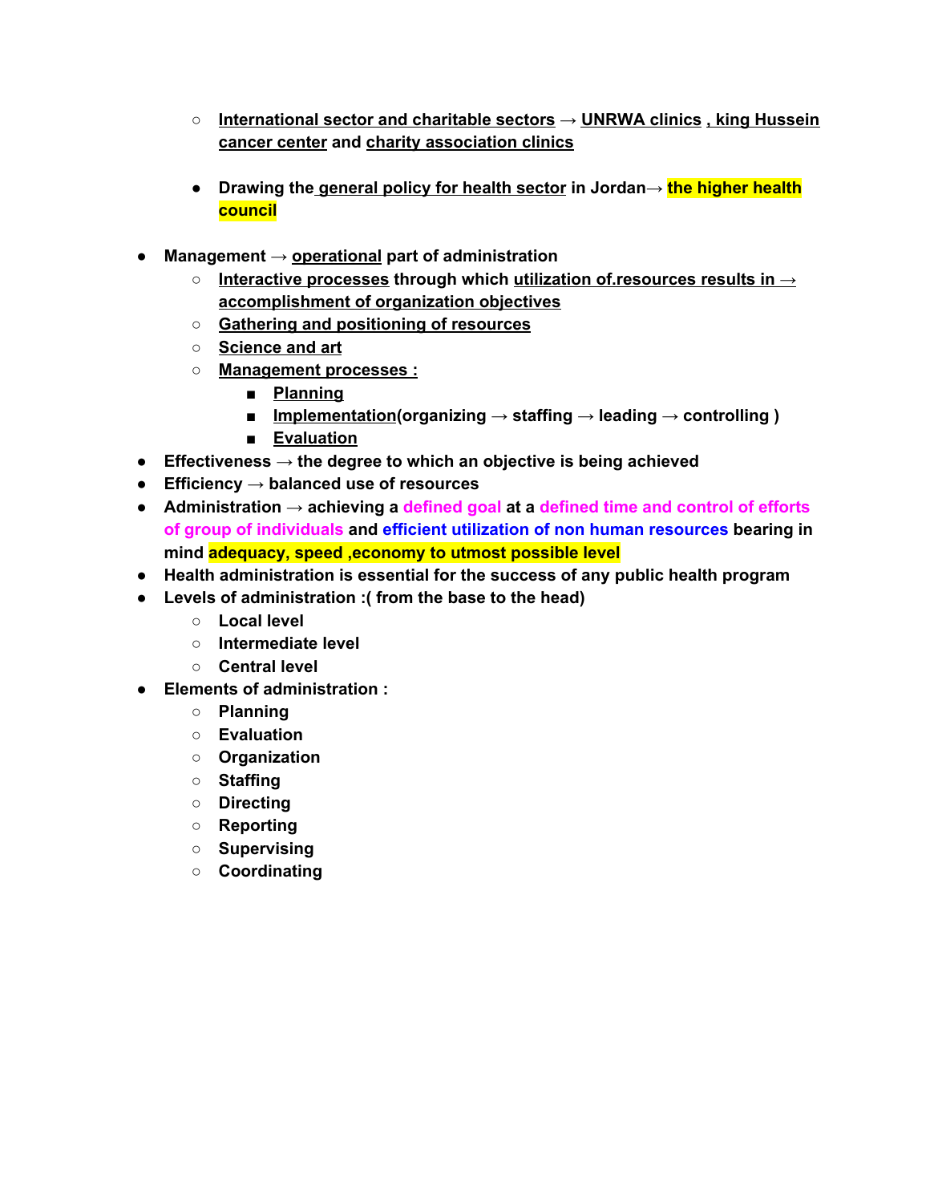- International sector and charitable sectors → UNRWA clinics , king Hussein cancer center and charity association clinics

- Drawing the general policy for health sector in Jordan→ the higher health council

- Management → operational part of administration
  - Interactive processes through which utilization of.resources results in → accomplishment of organization objectives
  - Gathering and positioning of resources
  - Science and art
  - Management processes :
    - Planning
    - Implementation(organizing → staffing → leading → controlling )
    - Evaluation
- Effectiveness → the degree to which an objective is being achieved
- Efficiency → balanced use of resources
- Administration → achieving a defined goal at a defined time and control of efforts of group of individuals and efficient utilization of non human resources bearing in mind adequacy, speed ,economy to utmost possible level
- Health administration is essential for the success of any public health program
- Levels of administration :( from the base to the head)
  - Local level
  - Intermediate level
  - Central level
- Elements of administration :
  - Planning
  - Evaluation
  - Organization
  - Staffing
  - Directing
  - Reporting
  - Supervising
  - Coordinating